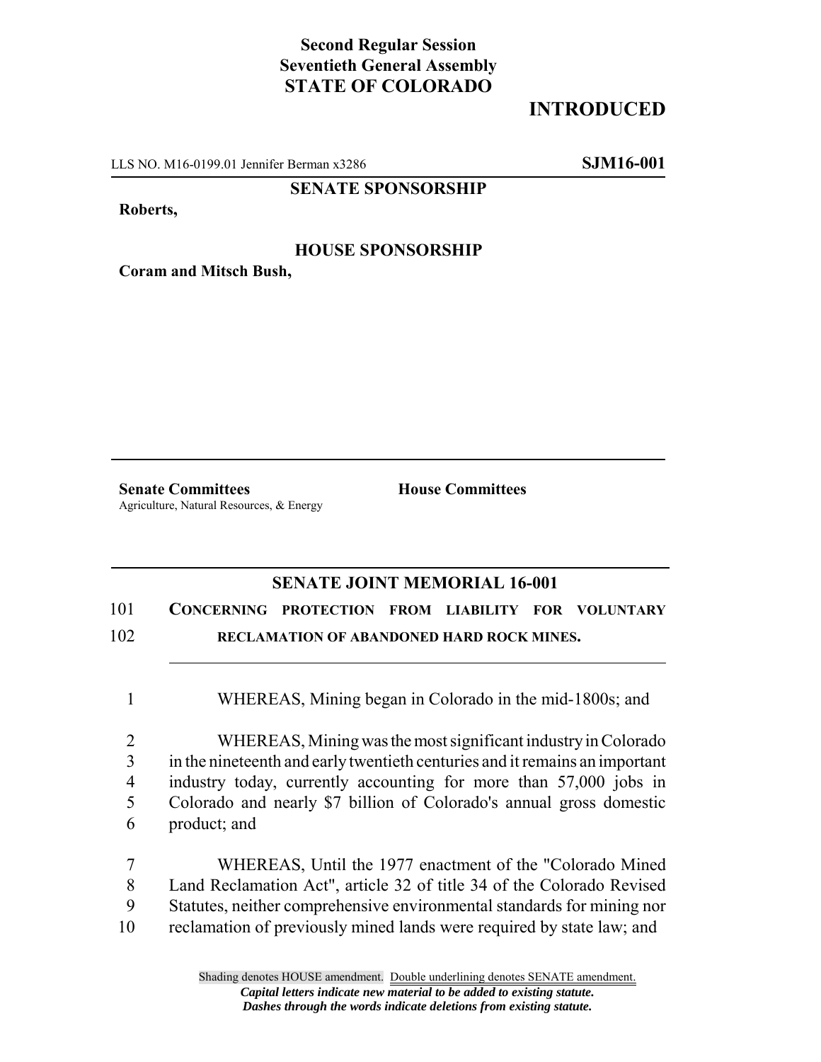**Second Regular Session**
**Seventieth General Assembly**
**STATE OF COLORADO**

# INTRODUCED

LLS NO. M16-0199.01 Jennifer Berman x3286 **SJM16-001**

**SENATE SPONSORSHIP**

**Roberts,**

**HOUSE SPONSORSHIP**

**Coram and Mitsch Bush,**

**Senate Committees**
Agriculture, Natural Resources, & Energy

**House Committees**

## SENATE JOINT MEMORIAL 16-001

101 **CONCERNING PROTECTION FROM LIABILITY FOR VOLUNTARY**
102 **RECLAMATION OF ABANDONED HARD ROCK MINES.**

1 WHEREAS, Mining began in Colorado in the mid-1800s; and

2 WHEREAS, Mining was the most significant industry in Colorado
3 in the nineteenth and early twentieth centuries and it remains an important
4 industry today, currently accounting for more than 57,000 jobs in
5 Colorado and nearly $7 billion of Colorado's annual gross domestic
6 product; and

7 WHEREAS, Until the 1977 enactment of the "Colorado Mined
8 Land Reclamation Act", article 32 of title 34 of the Colorado Revised
9 Statutes, neither comprehensive environmental standards for mining nor
10 reclamation of previously mined lands were required by state law; and

Shading denotes HOUSE amendment. Double underlining denotes SENATE amendment.
*Capital letters indicate new material to be added to existing statute.*
*Dashes through the words indicate deletions from existing statute.*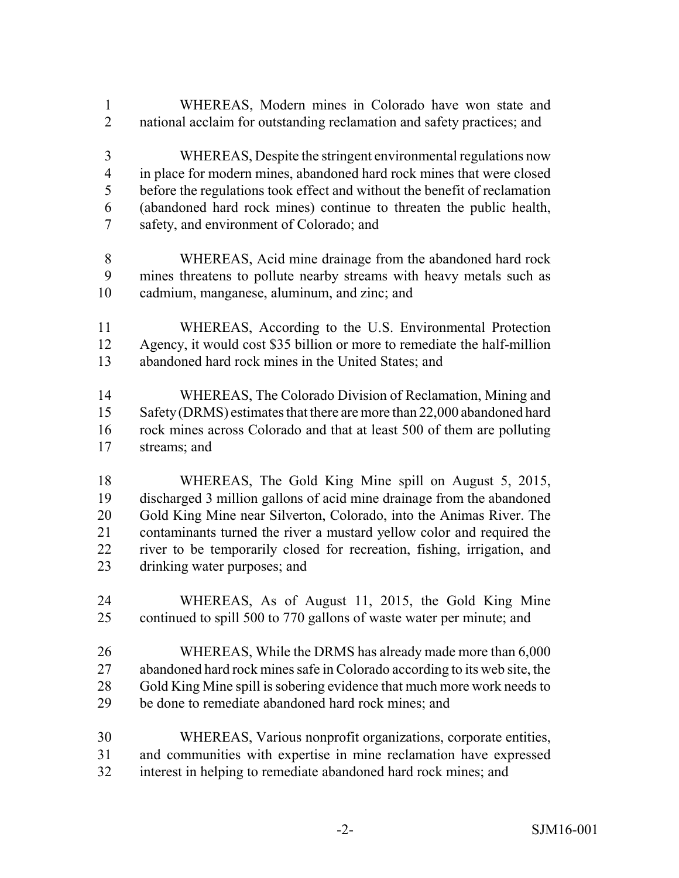WHEREAS, Modern mines in Colorado have won state and national acclaim for outstanding reclamation and safety practices; and

WHEREAS, Despite the stringent environmental regulations now in place for modern mines, abandoned hard rock mines that were closed before the regulations took effect and without the benefit of reclamation (abandoned hard rock mines) continue to threaten the public health, safety, and environment of Colorado; and

WHEREAS, Acid mine drainage from the abandoned hard rock mines threatens to pollute nearby streams with heavy metals such as cadmium, manganese, aluminum, and zinc; and

WHEREAS, According to the U.S. Environmental Protection Agency, it would cost $35 billion or more to remediate the half-million abandoned hard rock mines in the United States; and

WHEREAS, The Colorado Division of Reclamation, Mining and Safety (DRMS) estimates that there are more than 22,000 abandoned hard rock mines across Colorado and that at least 500 of them are polluting streams; and

WHEREAS, The Gold King Mine spill on August 5, 2015, discharged 3 million gallons of acid mine drainage from the abandoned Gold King Mine near Silverton, Colorado, into the Animas River. The contaminants turned the river a mustard yellow color and required the river to be temporarily closed for recreation, fishing, irrigation, and drinking water purposes; and

WHEREAS, As of August 11, 2015, the Gold King Mine continued to spill 500 to 770 gallons of waste water per minute; and

WHEREAS, While the DRMS has already made more than 6,000 abandoned hard rock mines safe in Colorado according to its web site, the Gold King Mine spill is sobering evidence that much more work needs to be done to remediate abandoned hard rock mines; and

WHEREAS, Various nonprofit organizations, corporate entities, and communities with expertise in mine reclamation have expressed interest in helping to remediate abandoned hard rock mines; and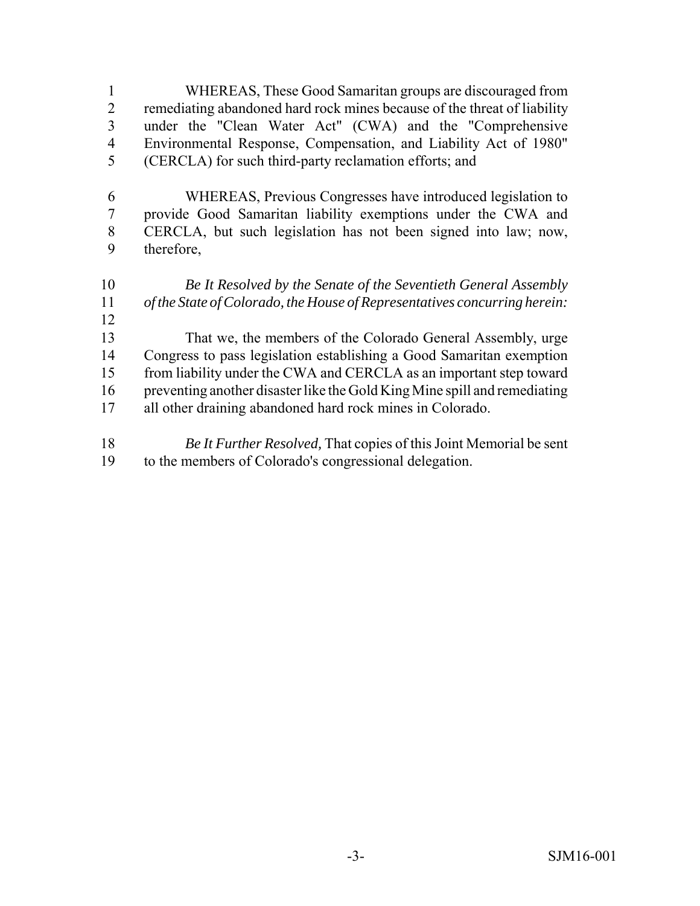WHEREAS, These Good Samaritan groups are discouraged from remediating abandoned hard rock mines because of the threat of liability under the "Clean Water Act" (CWA) and the "Comprehensive Environmental Response, Compensation, and Liability Act of 1980" (CERCLA) for such third-party reclamation efforts; and

WHEREAS, Previous Congresses have introduced legislation to provide Good Samaritan liability exemptions under the CWA and CERCLA, but such legislation has not been signed into law; now, therefore,

*Be It Resolved by the Senate of the Seventieth General Assembly of the State of Colorado, the House of Representatives concurring herein:*

That we, the members of the Colorado General Assembly, urge Congress to pass legislation establishing a Good Samaritan exemption from liability under the CWA and CERCLA as an important step toward preventing another disaster like the Gold King Mine spill and remediating all other draining abandoned hard rock mines in Colorado.

*Be It Further Resolved*, That copies of this Joint Memorial be sent to the members of Colorado's congressional delegation.